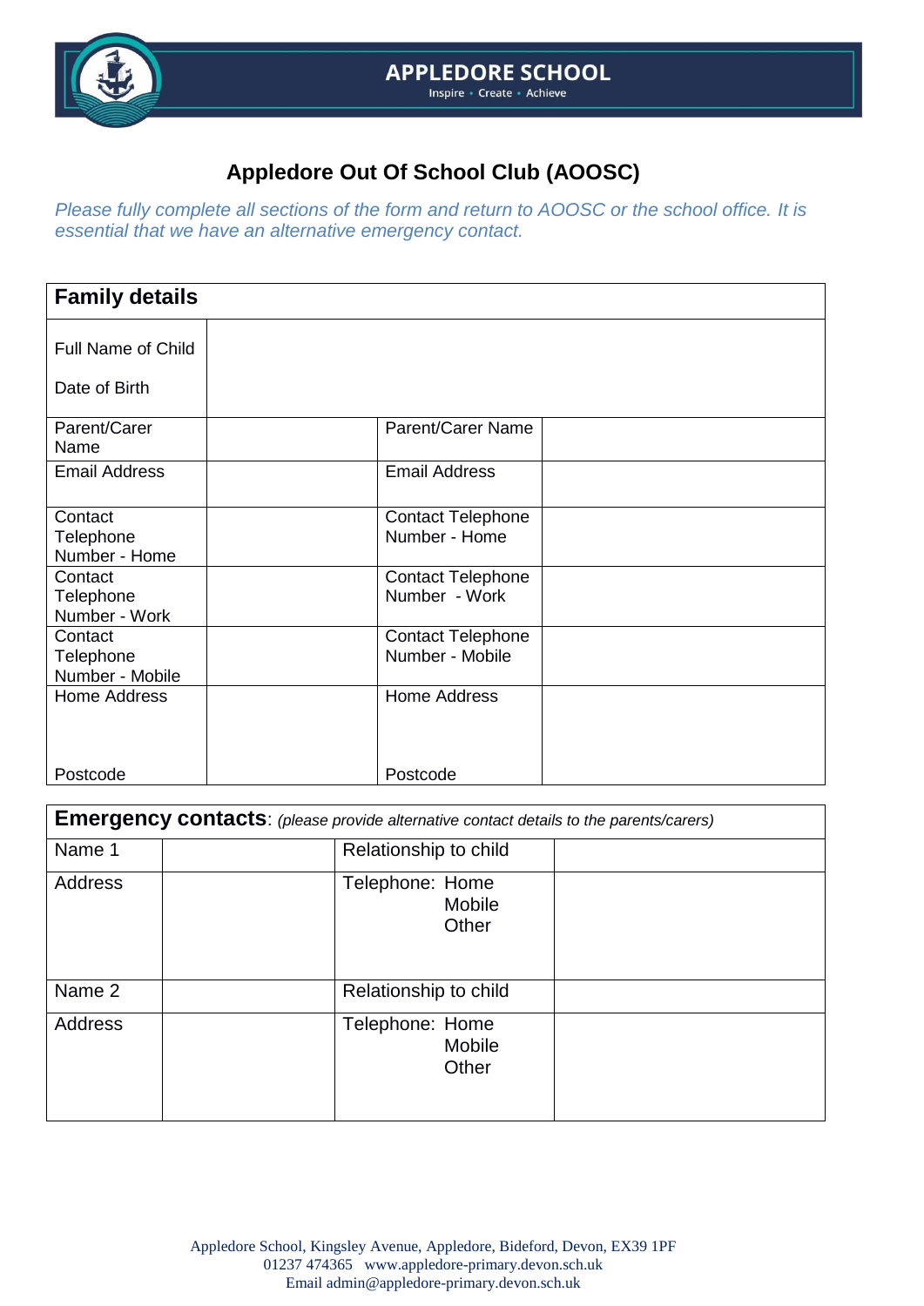APPLEDORE SCHOOL

Inspire • Create • Achieve

# Appledore Out Of School Club (AOOSC)

*Please fully complete all sections of the form and return to AOOSC or the school office. It is essential that we have an alternative emergency contact.*

| **Family details** | | | |
|---|---|---|---|
| Full Name of Child<br><br>Date of Birth | | | |
| Parent/Carer Name | | Parent/Carer Name | |
| Email Address | | Email Address | |
| Contact Telephone Number - Home | | Contact Telephone Number - Home | |
| Contact Telephone Number - Work | | Contact Telephone Number - Work | |
| Contact Telephone Number - Mobile | | Contact Telephone Number - Mobile | |
| Home Address<br><br><br>Postcode | | Home Address<br><br><br>Postcode | |

| **Emergency contacts**: *(please provide alternative contact details to the parents/carers)* | | | |
|---|---|---|---|
| Name 1 | | Relationship to child | |
| Address | | Telephone: Home<br>Mobile<br>Other | |
| Name 2 | | Relationship to child | |
| Address | | Telephone: Home<br>Mobile<br>Other | |

Appledore School, Kingsley Avenue, Appledore, Bideford, Devon, EX39 1PF
01237 474365 www.appledore-primary.devon.sch.uk
Email admin@appledore-primary.devon.sch.uk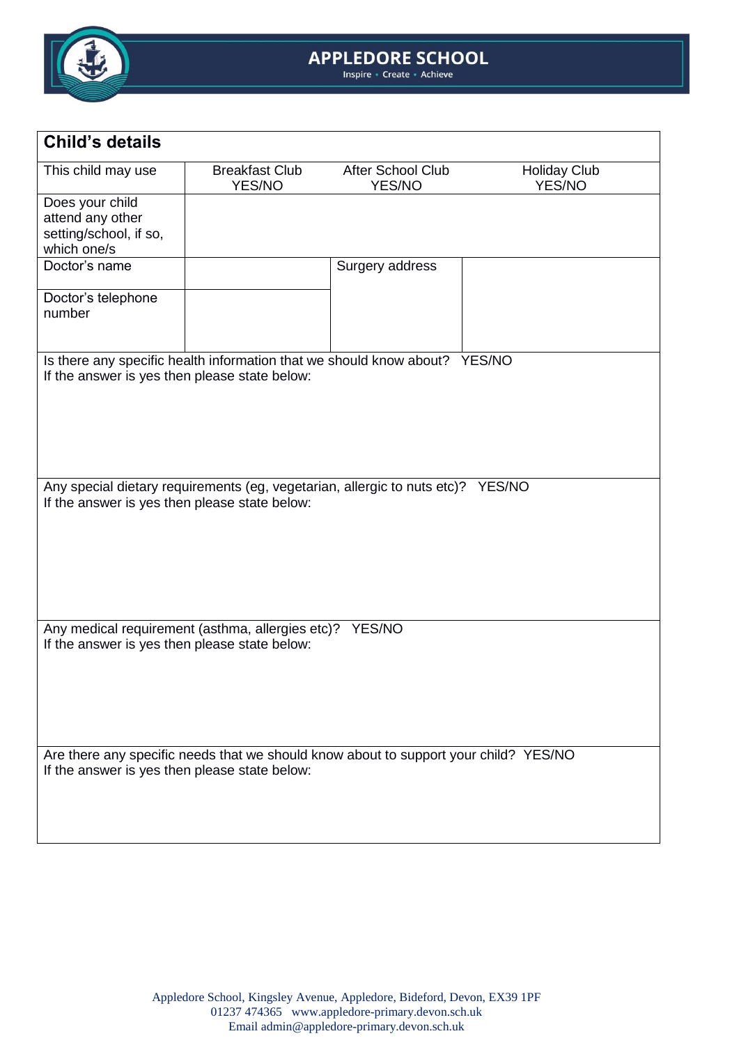| **Child's details** | | | |
|---|---|---|---|
| This child may use | Breakfast Club YES/NO | After School Club YES/NO | Holiday Club YES/NO |
| Does your child attend any other setting/school, if so, which one/s | | | |
| Doctor's name | | Surgery address | |
| Doctor's telephone number | | | |
| Is there any specific health information that we should know about? YES/NO<br>If the answer is yes then please state below: | | | |
| Any special dietary requirements (eg, vegetarian, allergic to nuts etc)? YES/NO<br>If the answer is yes then please state below: | | | |
| Any medical requirement (asthma, allergies etc)? YES/NO<br>If the answer is yes then please state below: | | | |
| Are there any specific needs that we should know about to support your child? YES/NO<br>If the answer is yes then please state below: | | | |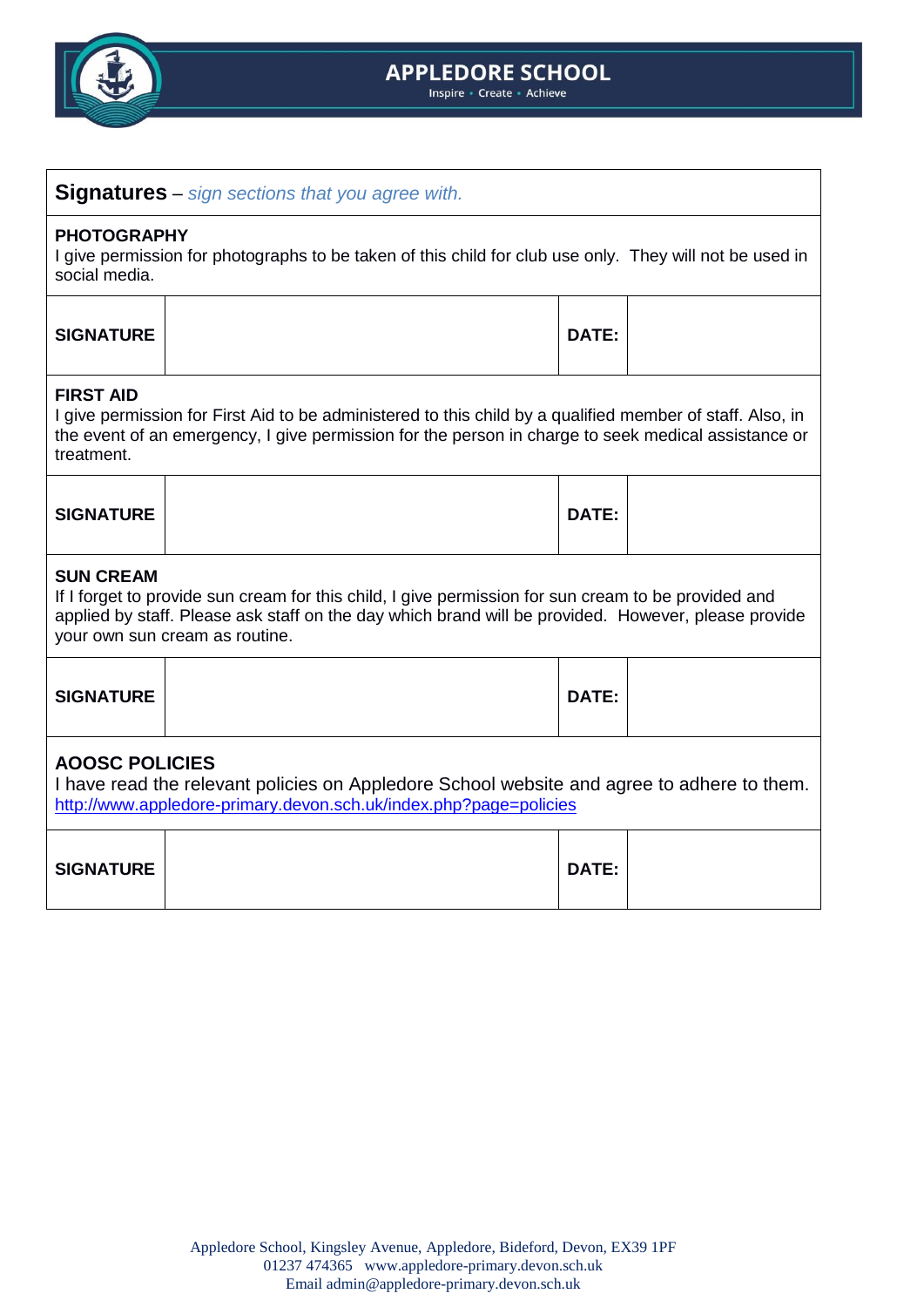**Signatures** – *sign sections that you agree with.*

**PHOTOGRAPHY**
I give permission for photographs to be taken of this child for club use only. They will not be used in social media.

| | | | |
|---|---|---|---|
| **SIGNATURE** | | **DATE:** | |

**FIRST AID**
I give permission for First Aid to be administered to this child by a qualified member of staff. Also, in the event of an emergency, I give permission for the person in charge to seek medical assistance or treatment.

| | | | |
|---|---|---|---|
| **SIGNATURE** | | **DATE:** | |

**SUN CREAM**
If I forget to provide sun cream for this child, I give permission for sun cream to be provided and applied by staff. Please ask staff on the day which brand will be provided. However, please provide your own sun cream as routine.

| | | | |
|---|---|---|---|
| **SIGNATURE** | | **DATE:** | |

**AOOSC POLICIES**
I have read the relevant policies on Appledore School website and agree to adhere to them.
http://www.appledore-primary.devon.sch.uk/index.php?page=policies

| | | | |
|---|---|---|---|
| **SIGNATURE** | | **DATE:** | |